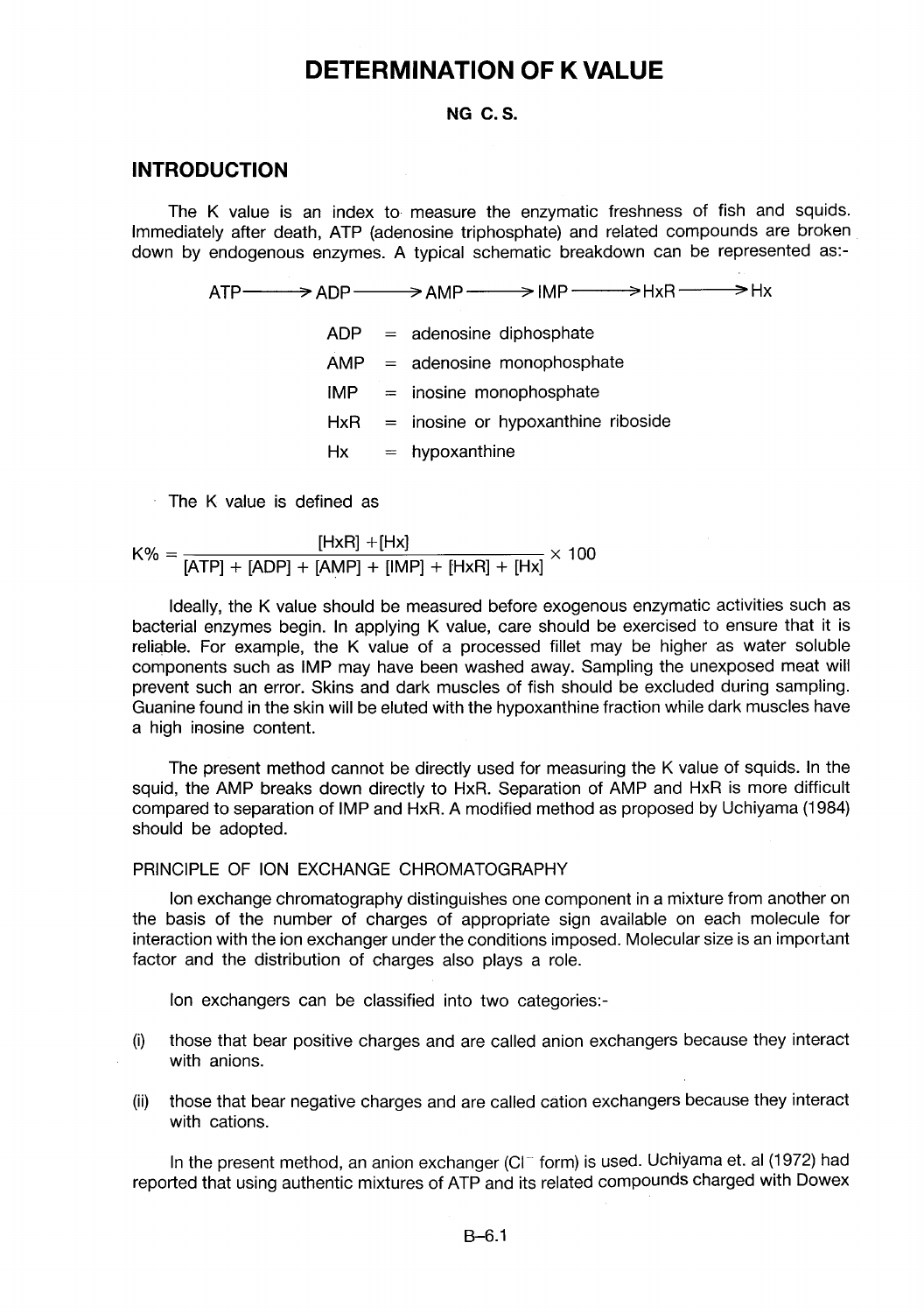# DETERMINATION OF K VALUE

**NG C. S.**

## INTRODUCTION

The K value is an index to measure the enzymatic freshness of fish and squids. Immediately after death, ATP (adenosine triphosphate) and related compounds are broken down by endogenous enzymes. A typical schematic breakdown can be represented as:-

$$ATP \longrightarrow ADP \longrightarrow AMP \longrightarrow IMP \longrightarrow HxR \longrightarrow Hx$$

ADP = adenosine diphosphate

AMP = adenosine monophosphate

IMP = inosine monophosphate

HxR = inosine or hypoxanthine riboside

Hx = hypoxanthine

The K value is defined as

$$K\% = \frac{[HxR] + [Hx]}{[ATP] + [ADP] + [AMP] + [IMP] + [HxR] + [Hx]} \times 100$$

Ideally, the K value should be measured before exogenous enzymatic activities such as bacterial enzymes begin. In applying K value, care should be exercised to ensure that it is reliable. For example, the K value of a processed fillet may be higher as water soluble components such as IMP may have been washed away. Sampling the unexposed meat will prevent such an error. Skins and dark muscles of fish should be excluded during sampling. Guanine found in the skin will be eluted with the hypoxanthine fraction while dark muscles have a high inosine content.

The present method cannot be directly used for measuring the K value of squids. In the squid, the AMP breaks down directly to HxR. Separation of AMP and HxR is more difficult compared to separation of IMP and HxR. A modified method as proposed by Uchiyama (1984) should be adopted.

### PRINCIPLE OF ION EXCHANGE CHROMATOGRAPHY

Ion exchange chromatography distinguishes one component in a mixture from another on the basis of the number of charges of appropriate sign available on each molecule for interaction with the ion exchanger under the conditions imposed. Molecular size is an important factor and the distribution of charges also plays a role.

Ion exchangers can be classified into two categories:-

(i) those that bear positive charges and are called anion exchangers because they interact with anions.

(ii) those that bear negative charges and are called cation exchangers because they interact with cations.

In the present method, an anion exchanger ($Cl^-$ form) is used. Uchiyama et. al (1972) had reported that using authentic mixtures of ATP and its related compounds charged with Dowex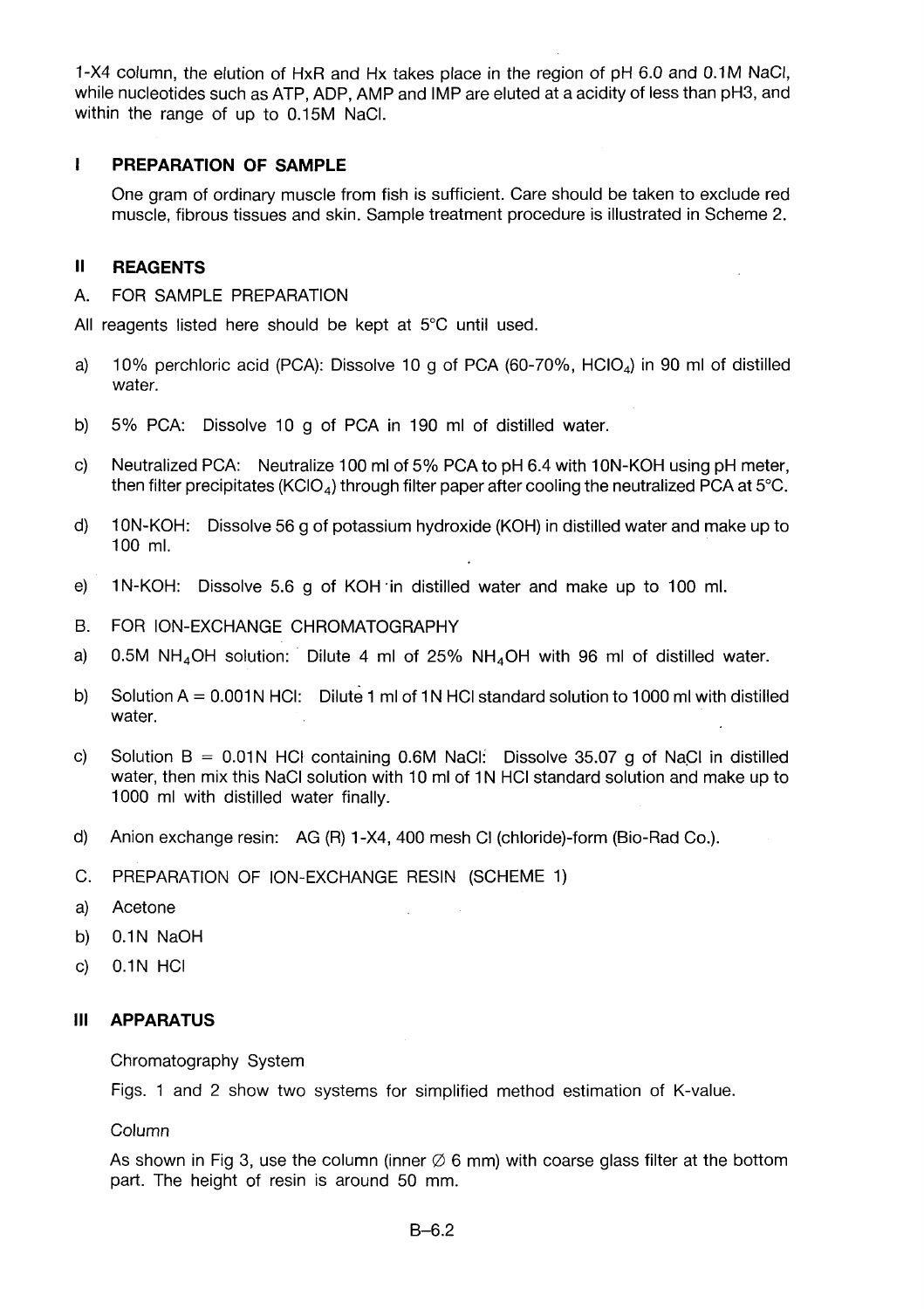1-X4 column, the elution of HxR and Hx takes place in the region of pH 6.0 and 0.1M NaCl, while nucleotides such as ATP, ADP, AMP and IMP are eluted at a acidity of less than pH3, and within the range of up to 0.15M NaCl.

## I PREPARATION OF SAMPLE

One gram of ordinary muscle from fish is sufficient. Care should be taken to exclude red muscle, fibrous tissues and skin. Sample treatment procedure is illustrated in Scheme 2.

## II REAGENTS

A. FOR SAMPLE PREPARATION

All reagents listed here should be kept at 5°C until used.

a) 10% perchloric acid (PCA): Dissolve 10 g of PCA (60-70%, $HClO_4$) in 90 ml of distilled water.

b) 5% PCA: Dissolve 10 g of PCA in 190 ml of distilled water.

c) Neutralized PCA: Neutralize 100 ml of 5% PCA to pH 6.4 with 10N-KOH using pH meter, then filter precipitates ($KClO_4$) through filter paper after cooling the neutralized PCA at 5°C.

d) 10N-KOH: Dissolve 56 g of potassium hydroxide (KOH) in distilled water and make up to 100 ml.

e) 1N-KOH: Dissolve 5.6 g of KOH in distilled water and make up to 100 ml.

B. FOR ION-EXCHANGE CHROMATOGRAPHY

a) 0.5M $NH_4OH$ solution: Dilute 4 ml of 25% $NH_4OH$ with 96 ml of distilled water.

b) Solution A = 0.001N HCl: Dilute 1 ml of 1N HCl standard solution to 1000 ml with distilled water.

c) Solution B = 0.01N HCl containing 0.6M NaCl: Dissolve 35.07 g of NaCl in distilled water, then mix this NaCl solution with 10 ml of 1N HCl standard solution and make up to 1000 ml with distilled water finally.

d) Anion exchange resin: AG (R) 1-X4, 400 mesh Cl (chloride)-form (Bio-Rad Co.).

C. PREPARATION OF ION-EXCHANGE RESIN (SCHEME 1)

a) Acetone

b) 0.1N NaOH

c) 0.1N HCl

## III APPARATUS

Chromatography System

Figs. 1 and 2 show two systems for simplified method estimation of K-value.

Column

As shown in Fig 3, use the column (inner ∅ 6 mm) with coarse glass filter at the bottom part. The height of resin is around 50 mm.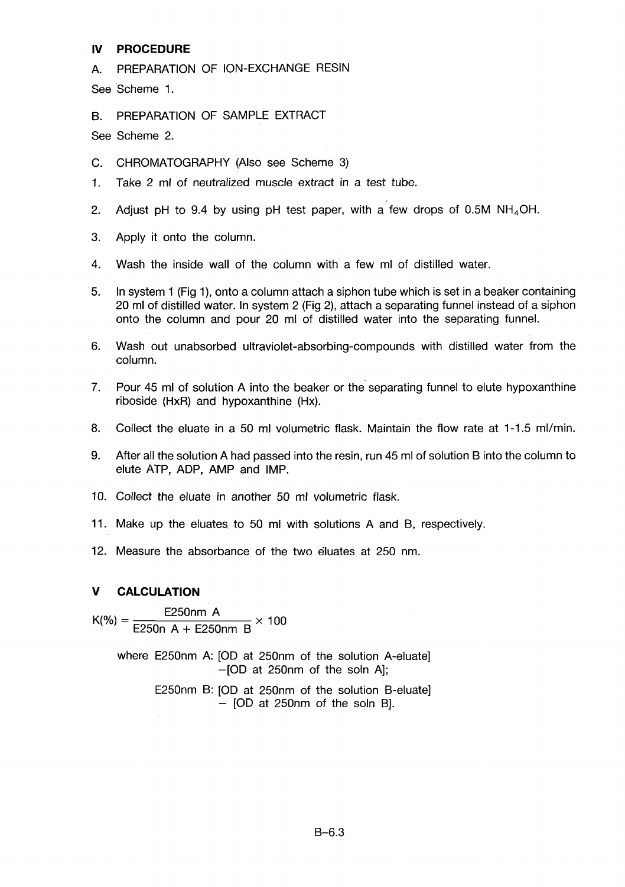## IV PROCEDURE

A. PREPARATION OF ION-EXCHANGE RESIN

See Scheme 1.

B. PREPARATION OF SAMPLE EXTRACT

See Scheme 2.

C. CHROMATOGRAPHY (Also see Scheme 3)

1. Take 2 ml of neutralized muscle extract in a test tube.
2. Adjust pH to 9.4 by using pH test paper, with a few drops of 0.5M $NH_4OH$.
3. Apply it onto the column.
4. Wash the inside wall of the column with a few ml of distilled water.
5. In system 1 (Fig 1), onto a column attach a siphon tube which is set in a beaker containing 20 ml of distilled water. In system 2 (Fig 2), attach a separating funnel instead of a siphon onto the column and pour 20 ml of distilled water into the separating funnel.
6. Wash out unabsorbed ultraviolet-absorbing-compounds with distilled water from the column.
7. Pour 45 ml of solution A into the beaker or the separating funnel to elute hypoxanthine riboside (HxR) and hypoxanthine (Hx).
8. Collect the eluate in a 50 ml volumetric flask. Maintain the flow rate at 1-1.5 ml/min.
9. After all the solution A had passed into the resin, run 45 ml of solution B into the column to elute ATP, ADP, AMP and IMP.
10. Collect the eluate in another 50 ml volumetric flask.
11. Make up the eluates to 50 ml with solutions A and B, respectively.
12. Measure the absorbance of the two eluates at 250 nm.

## V CALCULATION

$$K(\%) = \frac{\text{E250nm A}}{\text{E250n A} + \text{E250nm B}} \times 100$$

where E250nm A: [OD at 250nm of the solution A-eluate] −[OD at 250nm of the soln A];

E250nm B: [OD at 250nm of the solution B-eluate] − [OD at 250nm of the soln B].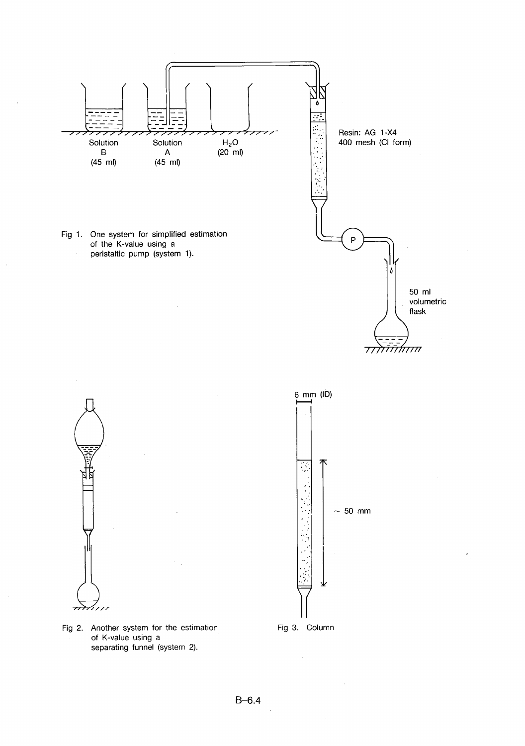Solution B (45 ml)

Solution A (45 ml)

$H_2O$ (20 ml)

Resin: AG 1-X4 400 mesh (Cl form)

P

50 ml volumetric flask

Fig 1. One system for simplified estimation of the K-value using a peristaltic pump (system 1).

6 mm (ID)

~ 50 mm

Fig 2. Another system for the estimation of K-value using a separating funnel (system 2).

Fig 3. Column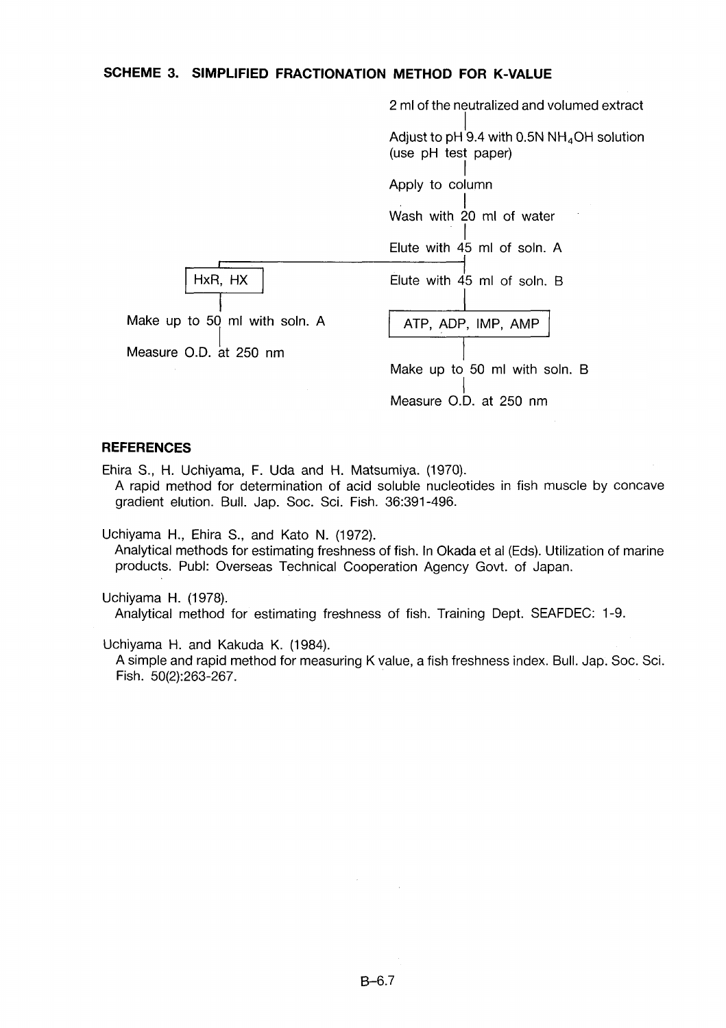## SCHEME 3. SIMPLIFIED FRACTIONATION METHOD FOR K-VALUE

2 ml of the neutralized and volumed extract

↓

Adjust to pH 9.4 with 0.5N $NH_4OH$ solution (use pH test paper)

↓

Apply to column

↓

Wash with 20 ml of water

↓

Elute with 45 ml of soln. A → **HxR, HX**

- Make up to 50 ml with soln. A
- Measure O.D. at 250 nm

↓

Elute with 45 ml of soln. B → **ATP, ADP, IMP, AMP**

- Make up to 50 ml with soln. B
- Measure O.D. at 250 nm

## REFERENCES

Ehira S., H. Uchiyama, F. Uda and H. Matsumiya. (1970).
A rapid method for determination of acid soluble nucleotides in fish muscle by concave gradient elution. Bull. Jap. Soc. Sci. Fish. 36:391-496.

Uchiyama H., Ehira S., and Kato N. (1972).
Analytical methods for estimating freshness of fish. In Okada et al (Eds). Utilization of marine products. Publ: Overseas Technical Cooperation Agency Govt. of Japan.

Uchiyama H. (1978).
Analytical method for estimating freshness of fish. Training Dept. SEAFDEC: 1-9.

Uchiyama H. and Kakuda K. (1984).
A simple and rapid method for measuring K value, a fish freshness index. Bull. Jap. Soc. Sci. Fish. 50(2):263-267.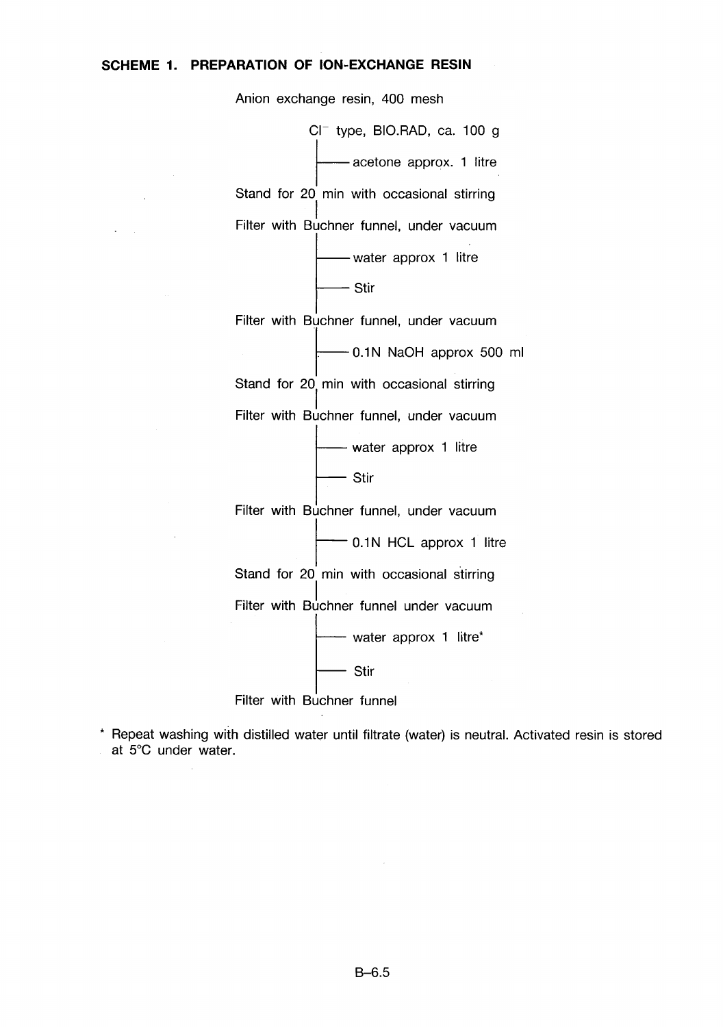**SCHEME 1. PREPARATION OF ION-EXCHANGE RESIN**

Anion exchange resin, 400 mesh

$Cl^-$ type, BIO.RAD, ca. 100 g

- acetone approx. 1 litre

Stand for 20 min with occasional stirring

Filter with Buchner funnel, under vacuum

- water approx 1 litre
- Stir

Filter with Buchner funnel, under vacuum

- 0.1N NaOH approx 500 ml

Stand for 20 min with occasional stirring

Filter with Buchner funnel, under vacuum

- water approx 1 litre
- Stir

Filter with Buchner funnel, under vacuum

- 0.1N HCL approx 1 litre

Stand for 20 min with occasional stirring

Filter with Buchner funnel under vacuum

- water approx 1 litre*
- Stir

Filter with Buchner funnel

* Repeat washing with distilled water until filtrate (water) is neutral. Activated resin is stored at 5°C under water.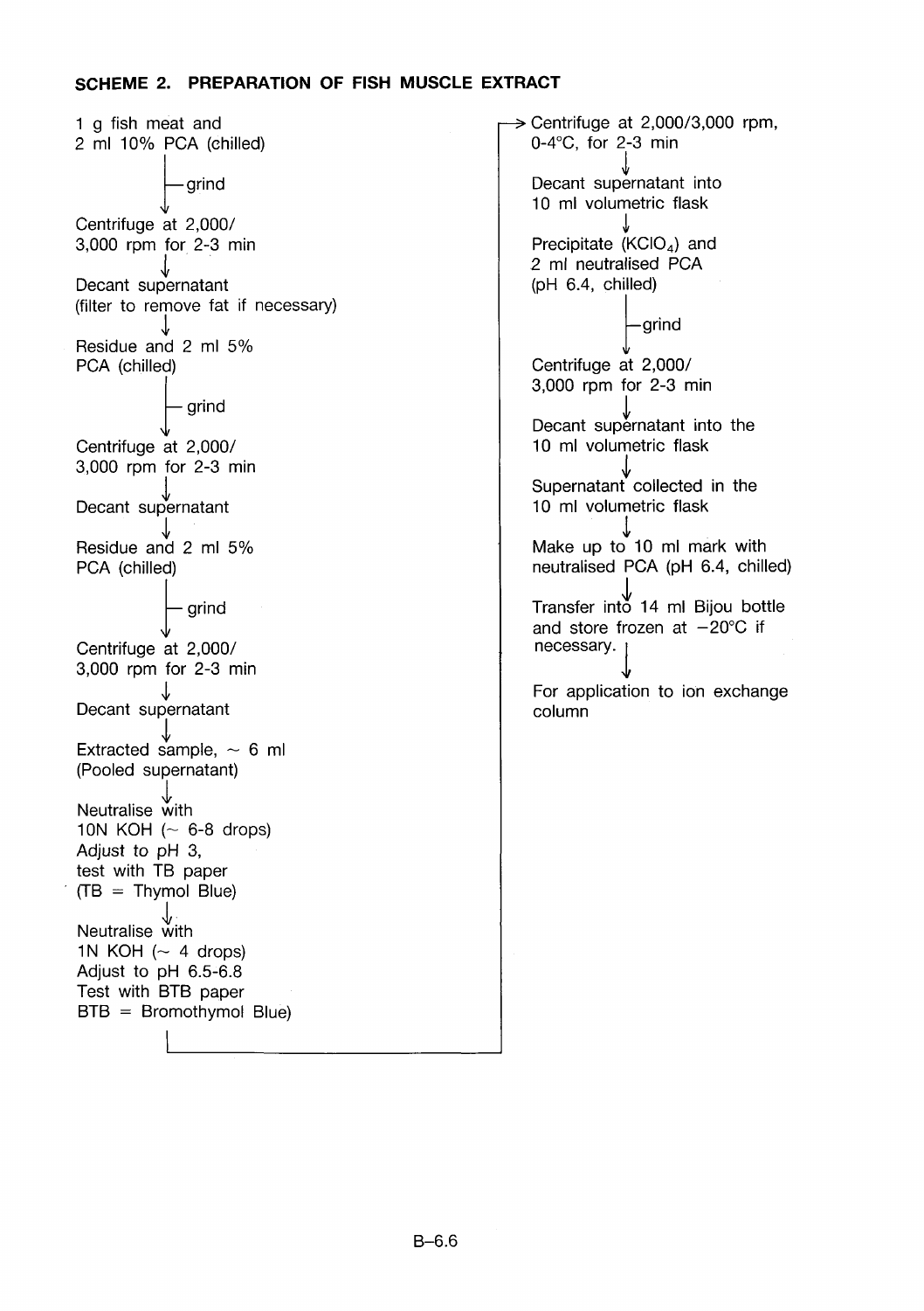### SCHEME 2. PREPARATION OF FISH MUSCLE EXTRACT

1 g fish meat and
2 ml 10% PCA (chilled)

↓ grind

Centrifuge at 2,000/
3,000 rpm for 2-3 min

↓

Decant supernatant
(filter to remove fat if necessary)

↓

Residue and 2 ml 5%
PCA (chilled)

↓ grind

Centrifuge at 2,000/
3,000 rpm for 2-3 min

↓

Decant supernatant

↓

Residue and 2 ml 5%
PCA (chilled)

↓ grind

Centrifuge at 2,000/
3,000 rpm for 2-3 min

↓

Decant supernatant

↓

Extracted sample, ~ 6 ml
(Pooled supernatant)

↓

Neutralise with
10N KOH (~ 6-8 drops)
Adjust to pH 3,
test with TB paper
(TB = Thymol Blue)

↓

Neutralise with
1N KOH (~ 4 drops)
Adjust to pH 6.5-6.8
Test with BTB paper
BTB = Bromothymol Blue)

↓

Centrifuge at 2,000/3,000 rpm,
0-4°C, for 2-3 min

↓

Decant supernatant into
10 ml volumetric flask

↓

Precipitate ($KClO_4$) and
2 ml neutralised PCA
(pH 6.4, chilled)

↓ grind

Centrifuge at 2,000/
3,000 rpm for 2-3 min

↓

Decant supernatant into the
10 ml volumetric flask

↓

Supernatant collected in the
10 ml volumetric flask

↓

Make up to 10 ml mark with
neutralised PCA (pH 6.4, chilled)

↓

Transfer into 14 ml Bijou bottle
and store frozen at −20°C if
necessary.

↓

For application to ion exchange
column